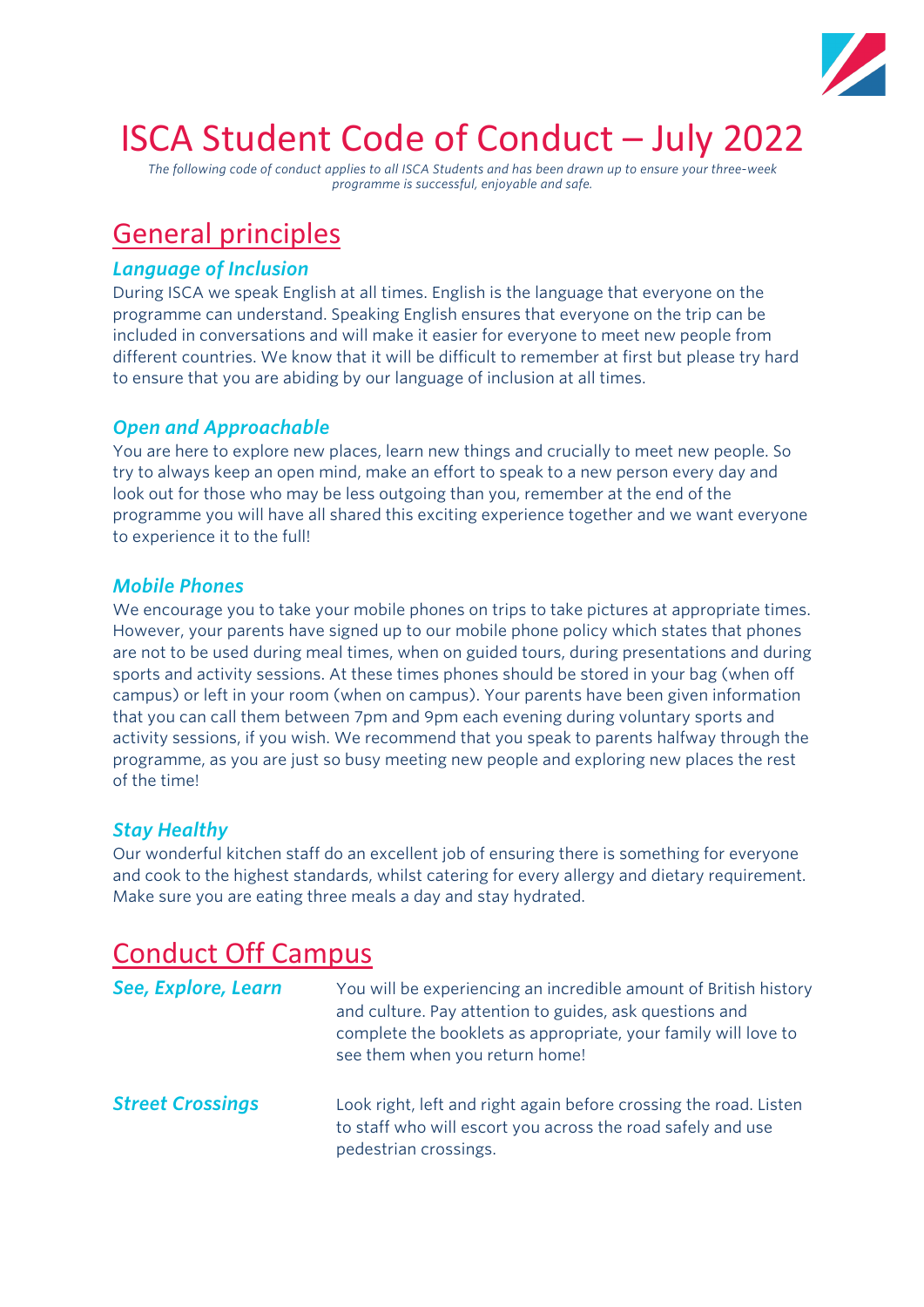# ISCA Student Code of Conduct – July 2022

*The following code of conduct applies to all ISCA Students and has been drawn up to ensure your three-week programme is successful, enjoyable and safe.*

## General principles

### *Language of Inclusion*

During ISCA we speak English at all times. English is the language that everyone on the programme can understand. Speaking English ensures that everyone on the trip can be included in conversations and will make it easier for everyone to meet new people from different countries. We know that it will be difficult to remember at first but please try hard to ensure that you are abiding by our language of inclusion at all times.

### *Open and Approachable*

You are here to explore new places, learn new things and crucially to meet new people. So try to always keep an open mind, make an effort to speak to a new person every day and look out for those who may be less outgoing than you, remember at the end of the programme you will have all shared this exciting experience together and we want everyone to experience it to the full!

### *Mobile Phones*

We encourage you to take your mobile phones on trips to take pictures at appropriate times. However, your parents have signed up to our mobile phone policy which states that phones are not to be used during meal times, when on guided tours, during presentations and during sports and activity sessions. At these times phones should be stored in your bag (when off campus) or left in your room (when on campus). Your parents have been given information that you can call them between 7pm and 9pm each evening during voluntary sports and activity sessions, if you wish. We recommend that you speak to parents halfway through the programme, as you are just so busy meeting new people and exploring new places the rest of the time!

### *Stay Healthy*

Our wonderful kitchen staff do an excellent job of ensuring there is something for everyone and cook to the highest standards, whilst catering for every allergy and dietary requirement. Make sure you are eating three meals a day and stay hydrated.

## Conduct Off Campus

***See, Explore, Learn*** — You will be experiencing an incredible amount of British history and culture. Pay attention to guides, ask questions and complete the booklets as appropriate, your family will love to see them when you return home!

***Street Crossings*** — Look right, left and right again before crossing the road. Listen to staff who will escort you across the road safely and use pedestrian crossings.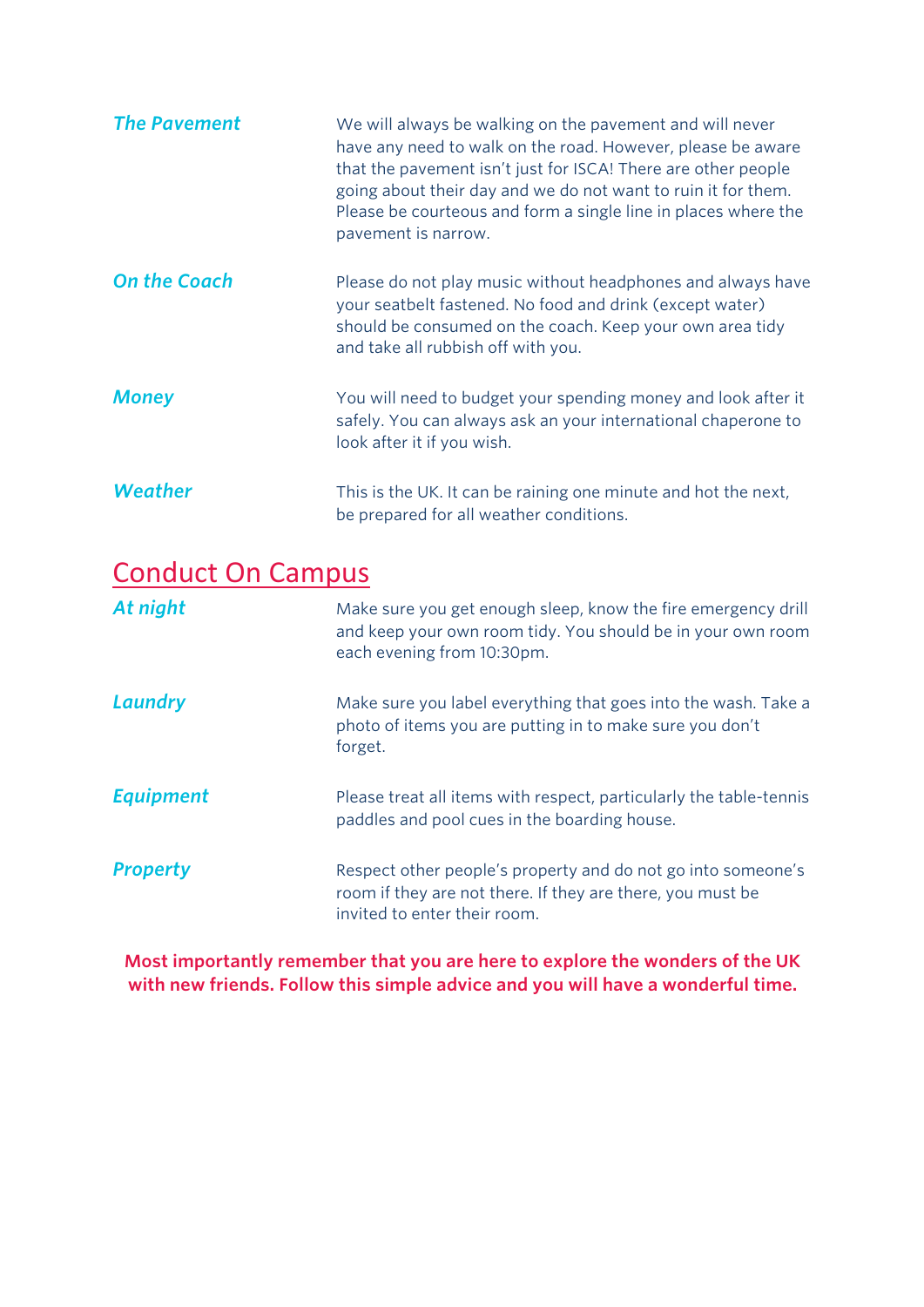***The Pavement***

We will always be walking on the pavement and will never have any need to walk on the road. However, please be aware that the pavement isn't just for ISCA! There are other people going about their day and we do not want to ruin it for them. Please be courteous and form a single line in places where the pavement is narrow.

***On the Coach***

Please do not play music without headphones and always have your seatbelt fastened. No food and drink (except water) should be consumed on the coach. Keep your own area tidy and take all rubbish off with you.

***Money***

You will need to budget your spending money and look after it safely. You can always ask an your international chaperone to look after it if you wish.

***Weather***

This is the UK. It can be raining one minute and hot the next, be prepared for all weather conditions.

## Conduct On Campus

***At night***

Make sure you get enough sleep, know the fire emergency drill and keep your own room tidy. You should be in your own room each evening from 10:30pm.

***Laundry***

Make sure you label everything that goes into the wash. Take a photo of items you are putting in to make sure you don't forget.

***Equipment***

Please treat all items with respect, particularly the table-tennis paddles and pool cues in the boarding house.

***Property***

Respect other people's property and do not go into someone's room if they are not there. If they are there, you must be invited to enter their room.

**Most importantly remember that you are here to explore the wonders of the UK with new friends. Follow this simple advice and you will have a wonderful time.**